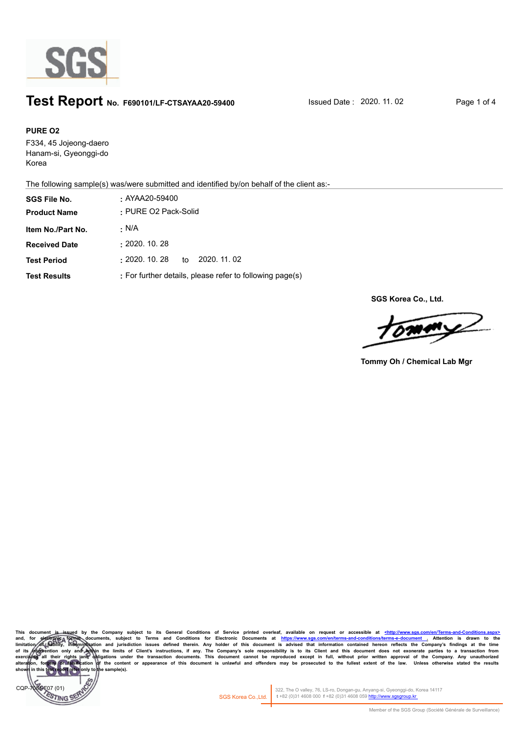# Test Report No. F690101/LF-CTSAYAA20-59400

Issued Date : 2020. 11. 02

**PURE O2**
F334, 45 Jojeong-daero
Hanam-si, Gyeonggi-do
Korea

The following sample(s) was/were submitted and identified by/on behalf of the client as:-

| | |
|---|---|
| **SGS File No.** | : AYAA20-59400 |
| **Product Name** | : PURE O2 Pack-Solid |
| **Item No./Part No.** | : N/A |
| **Received Date** | : 2020. 10. 28 |
| **Test Period** | : 2020. 10. 28 to 2020. 11. 02 |
| **Test Results** | : For further details, please refer to following page(s) |

**SGS Korea Co., Ltd.**

**Tommy Oh / Chemical Lab Mgr**

This document is issued by the Company subject to its General Conditions of Service printed overleaf, available on request or accessible at <http://www.sgs.com/en/Terms-and-Conditions.aspx> and, for electronic format documents, subject to Terms and Conditions for Electronic Documents at https://www.sgs.com/en/terms-and-conditions/terms-e-document . Attention is drawn to the limitation of liability, indemnification and jurisdiction issues defined therein. Any holder of this document is advised that information contained hereon reflects the Company's findings at the time of its intervention only and within the limits of Client's instructions, if any. The Company's sole responsibility is to its Client and this document does not exonerate parties to a transaction from exercising all their rights and obligations under the transaction documents. This document cannot be reproduced except in full, without prior written approval of the Company. Any unauthorized alteration, forgery or falsification of the content or appearance of this document is unlawful and offenders may be prosecuted to the fullest extent of the law. Unless otherwise stated the results shown in this test report refer only to the sample(s).

CQP-708-F07 (01)

SGS Korea Co.,Ltd. 322, The O valley, 76, LS-ro, Dongan-gu, Anyang-si, Gyeonggi-do, Korea 14117
t +82 (0)31 4608 000 f +82 (0)31 4608 059 http://www.sgsgroup.kr

Member of the SGS Group (Société Générale de Surveillance)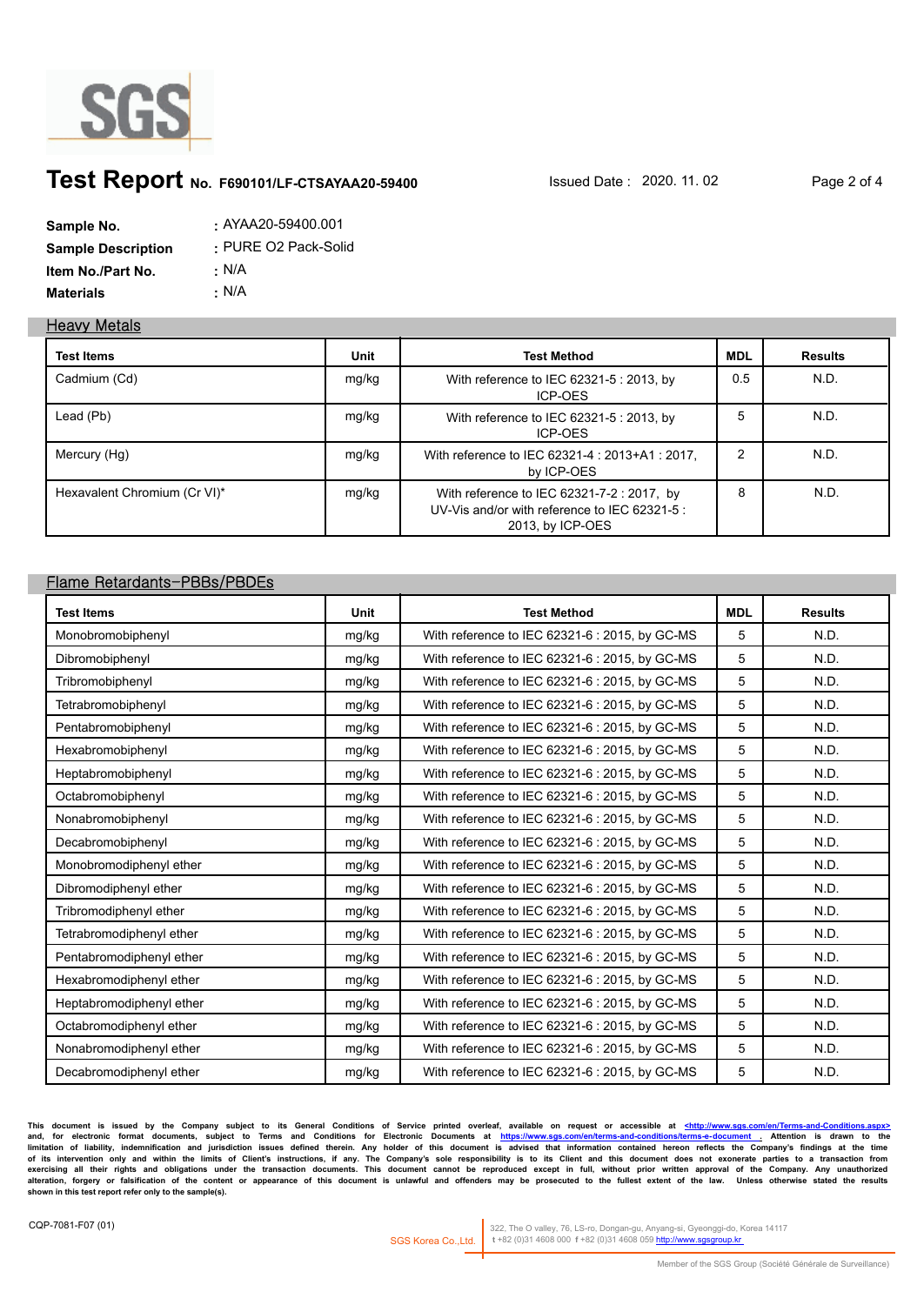# Test Report No. F690101/LF-CTSAYAA20-59400

Issued Date : 2020. 11. 02

| | |
|---|---|
| **Sample No.** | : AYAA20-59400.001 |
| **Sample Description** | : PURE O2 Pack-Solid |
| **Item No./Part No.** | : N/A |
| **Materials** | : N/A |

## Heavy Metals

| Test Items | Unit | Test Method | MDL | Results |
|---|---|---|---|---|
| Cadmium (Cd) | mg/kg | With reference to IEC 62321-5 : 2013, by ICP-OES | 0.5 | N.D. |
| Lead (Pb) | mg/kg | With reference to IEC 62321-5 : 2013, by ICP-OES | 5 | N.D. |
| Mercury (Hg) | mg/kg | With reference to IEC 62321-4 : 2013+A1 : 2017, by ICP-OES | 2 | N.D. |
| Hexavalent Chromium (Cr VI)* | mg/kg | With reference to IEC 62321-7-2 : 2017, by UV-Vis and/or with reference to IEC 62321-5 : 2013, by ICP-OES | 8 | N.D. |

## Flame Retardants-PBBs/PBDEs

| Test Items | Unit | Test Method | MDL | Results |
|---|---|---|---|---|
| Monobromobiphenyl | mg/kg | With reference to IEC 62321-6 : 2015, by GC-MS | 5 | N.D. |
| Dibromobiphenyl | mg/kg | With reference to IEC 62321-6 : 2015, by GC-MS | 5 | N.D. |
| Tribromobiphenyl | mg/kg | With reference to IEC 62321-6 : 2015, by GC-MS | 5 | N.D. |
| Tetrabromobiphenyl | mg/kg | With reference to IEC 62321-6 : 2015, by GC-MS | 5 | N.D. |
| Pentabromobiphenyl | mg/kg | With reference to IEC 62321-6 : 2015, by GC-MS | 5 | N.D. |
| Hexabromobiphenyl | mg/kg | With reference to IEC 62321-6 : 2015, by GC-MS | 5 | N.D. |
| Heptabromobiphenyl | mg/kg | With reference to IEC 62321-6 : 2015, by GC-MS | 5 | N.D. |
| Octabromobiphenyl | mg/kg | With reference to IEC 62321-6 : 2015, by GC-MS | 5 | N.D. |
| Nonabromobiphenyl | mg/kg | With reference to IEC 62321-6 : 2015, by GC-MS | 5 | N.D. |
| Decabromobiphenyl | mg/kg | With reference to IEC 62321-6 : 2015, by GC-MS | 5 | N.D. |
| Monobromodiphenyl ether | mg/kg | With reference to IEC 62321-6 : 2015, by GC-MS | 5 | N.D. |
| Dibromodiphenyl ether | mg/kg | With reference to IEC 62321-6 : 2015, by GC-MS | 5 | N.D. |
| Tribromodiphenyl ether | mg/kg | With reference to IEC 62321-6 : 2015, by GC-MS | 5 | N.D. |
| Tetrabromodiphenyl ether | mg/kg | With reference to IEC 62321-6 : 2015, by GC-MS | 5 | N.D. |
| Pentabromodiphenyl ether | mg/kg | With reference to IEC 62321-6 : 2015, by GC-MS | 5 | N.D. |
| Hexabromodiphenyl ether | mg/kg | With reference to IEC 62321-6 : 2015, by GC-MS | 5 | N.D. |
| Heptabromodiphenyl ether | mg/kg | With reference to IEC 62321-6 : 2015, by GC-MS | 5 | N.D. |
| Octabromodiphenyl ether | mg/kg | With reference to IEC 62321-6 : 2015, by GC-MS | 5 | N.D. |
| Nonabromodiphenyl ether | mg/kg | With reference to IEC 62321-6 : 2015, by GC-MS | 5 | N.D. |
| Decabromodiphenyl ether | mg/kg | With reference to IEC 62321-6 : 2015, by GC-MS | 5 | N.D. |

This document is issued by the Company subject to its General Conditions of Service printed overleaf, available on request or accessible at <http://www.sgs.com/en/Terms-and-Conditions.aspx> and, for electronic format documents, subject to Terms and Conditions for Electronic Documents at https://www.sgs.com/en/terms-and-conditions/terms-e-document . Attention is drawn to the limitation of liability, indemnification and jurisdiction issues defined therein. Any holder of this document is advised that information contained hereon reflects the Company's findings at the time of its intervention only and within the limits of Client's instructions, if any. The Company's sole responsibility is to its Client and this document does not exonerate parties to a transaction from exercising all their rights and obligations under the transaction documents. This document cannot be reproduced except in full, without prior written approval of the Company. Any unauthorized alteration, forgery or falsification of the content or appearance of this document is unlawful and offenders may be prosecuted to the fullest extent of the law. Unless otherwise stated the results shown in this test report refer only to the sample(s).

CQP-7081-F07 (01)

SGS Korea Co.,Ltd. | 322, The O valley, 76, LS-ro, Dongan-gu, Anyang-si, Gyeonggi-do, Korea 14117 t +82 (0)31 4608 000 f +82 (0)31 4608 059 http://www.sgsgroup.kr

Member of the SGS Group (Société Générale de Surveillance)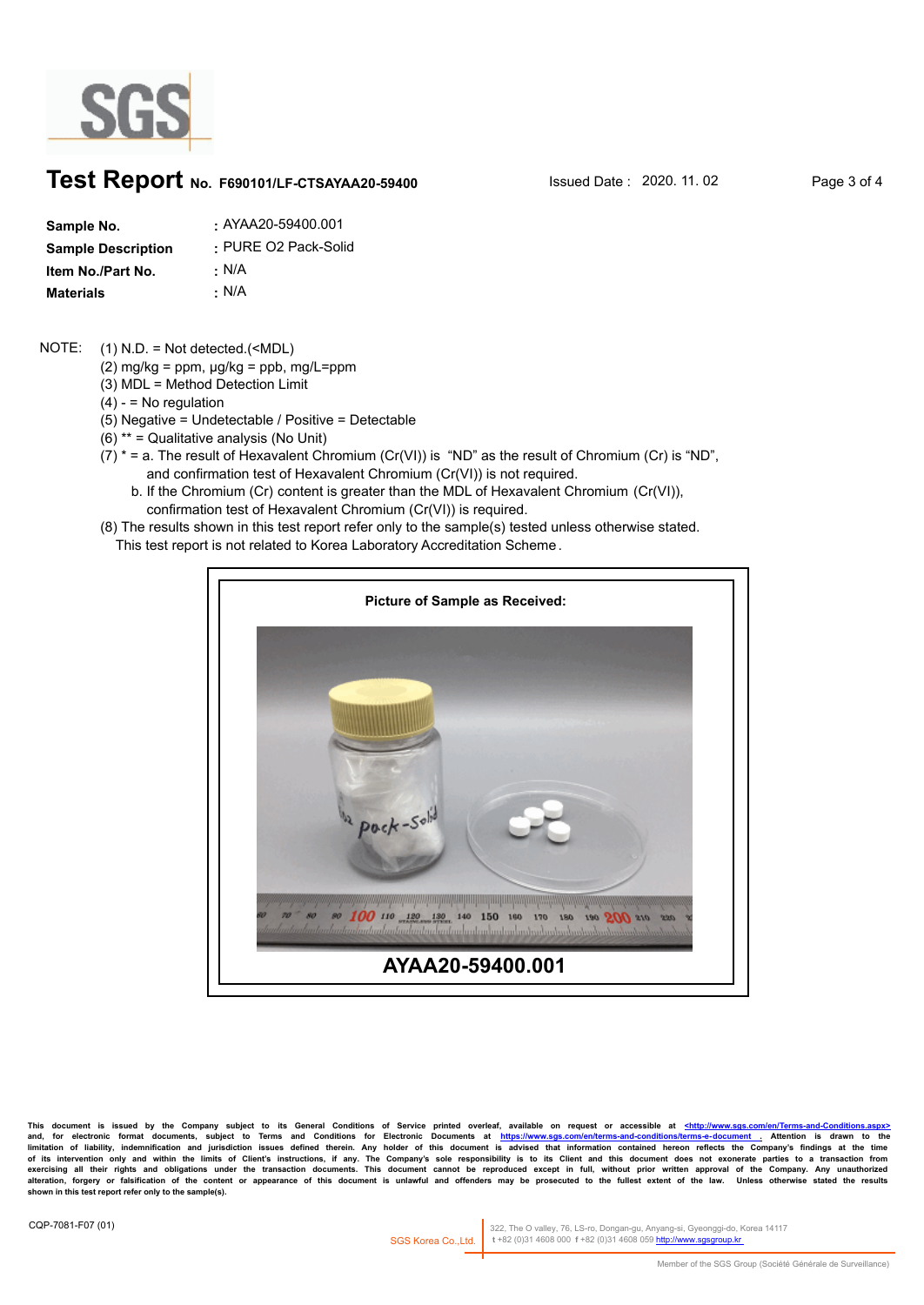# Test Report No. F690101/LF-CTSAYAA20-59400

Issued Date : 2020. 11. 02

| | |
|---|---|
| **Sample No.** | : AYAA20-59400.001 |
| **Sample Description** | : PURE O2 Pack-Solid |
| **Item No./Part No.** | : N/A |
| **Materials** | : N/A |

NOTE:
(1) N.D. = Not detected.(<MDL)
(2) mg/kg = ppm, μg/kg = ppb, mg/L=ppm
(3) MDL = Method Detection Limit
(4) - = No regulation
(5) Negative = Undetectable / Positive = Detectable
(6) ** = Qualitative analysis (No Unit)
(7) * = a. The result of Hexavalent Chromium (Cr(VI)) is "ND" as the result of Chromium (Cr) is "ND", and confirmation test of Hexavalent Chromium (Cr(VI)) is not required.
b. If the Chromium (Cr) content is greater than the MDL of Hexavalent Chromium (Cr(VI)), confirmation test of Hexavalent Chromium (Cr(VI)) is required.
(8) The results shown in this test report refer only to the sample(s) tested unless otherwise stated.
This test report is not related to Korea Laboratory Accreditation Scheme.

**Picture of Sample as Received:**

**AYAA20-59400.001**

This document is issued by the Company subject to its General Conditions of Service printed overleaf, available on request or accessible at <http://www.sgs.com/en/Terms-and-Conditions.aspx> and, for electronic format documents, subject to Terms and Conditions for Electronic Documents at https://www.sgs.com/en/terms-and-conditions/terms-e-document . Attention is drawn to the limitation of liability, indemnification and jurisdiction issues defined therein. Any holder of this document is advised that information contained hereon reflects the Company's findings at the time of its intervention only and within the limits of Client's instructions, if any. The Company's sole responsibility is to its Client and this document does not exonerate parties to a transaction from exercising all their rights and obligations under the transaction documents. This document cannot be reproduced except in full, without prior written approval of the Company. Any unauthorized alteration, forgery or falsification of the content or appearance of this document is unlawful and offenders may be prosecuted to the fullest extent of the law. Unless otherwise stated the results shown in this test report refer only to the sample(s).

CQP-7081-F07 (01)

SGS Korea Co.,Ltd. | 322, The O valley, 76, LS-ro, Dongan-gu, Anyang-si, Gyeonggi-do, Korea 14117
t +82 (0)31 4608 000 f +82 (0)31 4608 059 http://www.sgsgroup.kr

Member of the SGS Group (Société Générale de Surveillance)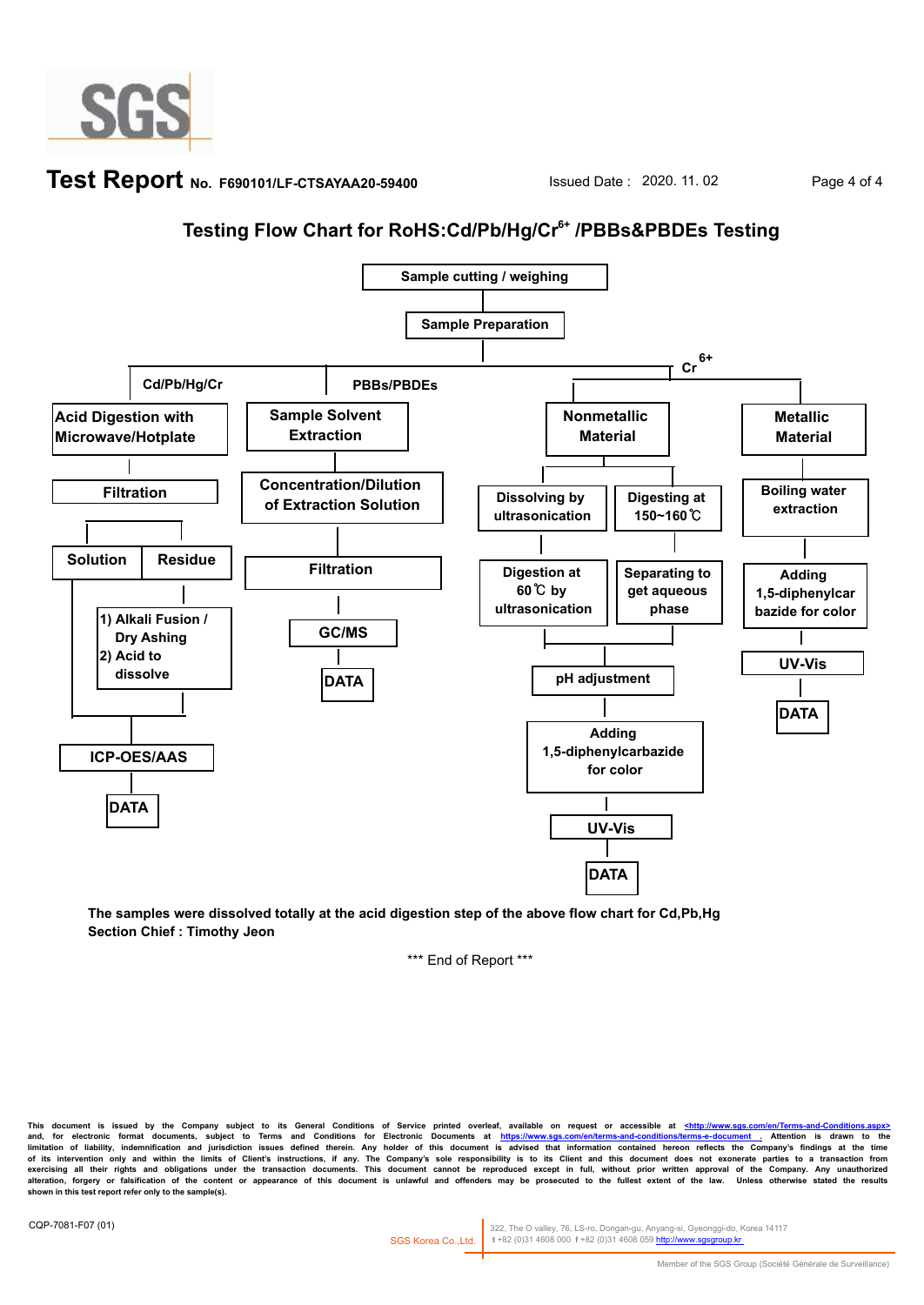# Test Report No. F690101/LF-CTSAYAA20-59400

Issued Date : 2020. 11. 02

## Testing Flow Chart for RoHS:Cd/Pb/Hg/$Cr^{6+}$ /PBBs&PBDEs Testing

Sample cutting / weighing

Sample Preparation

Cd/Pb/Hg/Cr

Acid Digestion with Microwave/Hotplate

Filtration

Solution

Residue

1) Alkali Fusion / Dry Ashing

2) Acid to dissolve

ICP-OES/AAS

DATA

PBBs/PBDEs

Sample Solvent Extraction

Concentration/Dilution of Extraction Solution

Filtration

GC/MS

DATA

$Cr^{6+}$

Nonmetallic Material

Dissolving by ultrasonication

Digesting at 150~160℃

Digestion at 60℃ by ultrasonication

Separating to get aqueous phase

pH adjustment

Adding 1,5-diphenylcarbazide for color

UV-Vis

DATA

Metallic Material

Boiling water extraction

Adding 1,5-diphenylcarbazide for color

UV-Vis

DATA

**The samples were dissolved totally at the acid digestion step of the above flow chart for Cd,Pb,Hg**

**Section Chief : Timothy Jeon**

\*\*\* End of Report \*\*\*

This document is issued by the Company subject to its General Conditions of Service printed overleaf, available on request or accessible at <http://www.sgs.com/en/Terms-and-Conditions.aspx> and, for electronic format documents, subject to Terms and Conditions for Electronic Documents at https://www.sgs.com/en/terms-and-conditions/terms-e-document . Attention is drawn to the limitation of liability, indemnification and jurisdiction issues defined therein. Any holder of this document is advised that information contained hereon reflects the Company's findings at the time of its intervention only and within the limits of Client's instructions, if any. The Company's sole responsibility is to its Client and this document does not exonerate parties to a transaction from exercising all their rights and obligations under the transaction documents. This document cannot be reproduced except in full, without prior written approval of the Company. Any unauthorized alteration, forgery or falsification of the content or appearance of this document is unlawful and offenders may be prosecuted to the fullest extent of the law. Unless otherwise stated the results shown in this test report refer only to the sample(s).

CQP-7081-F07 (01)

SGS Korea Co.,Ltd. | 322, The O valley, 76, LS-ro, Dongan-gu, Anyang-si, Gyeonggi-do, Korea 14117 t +82 (0)31 4608 000 f +82 (0)31 4608 059 http://www.sgsgroup.kr

Member of the SGS Group (Société Générale de Surveillance)